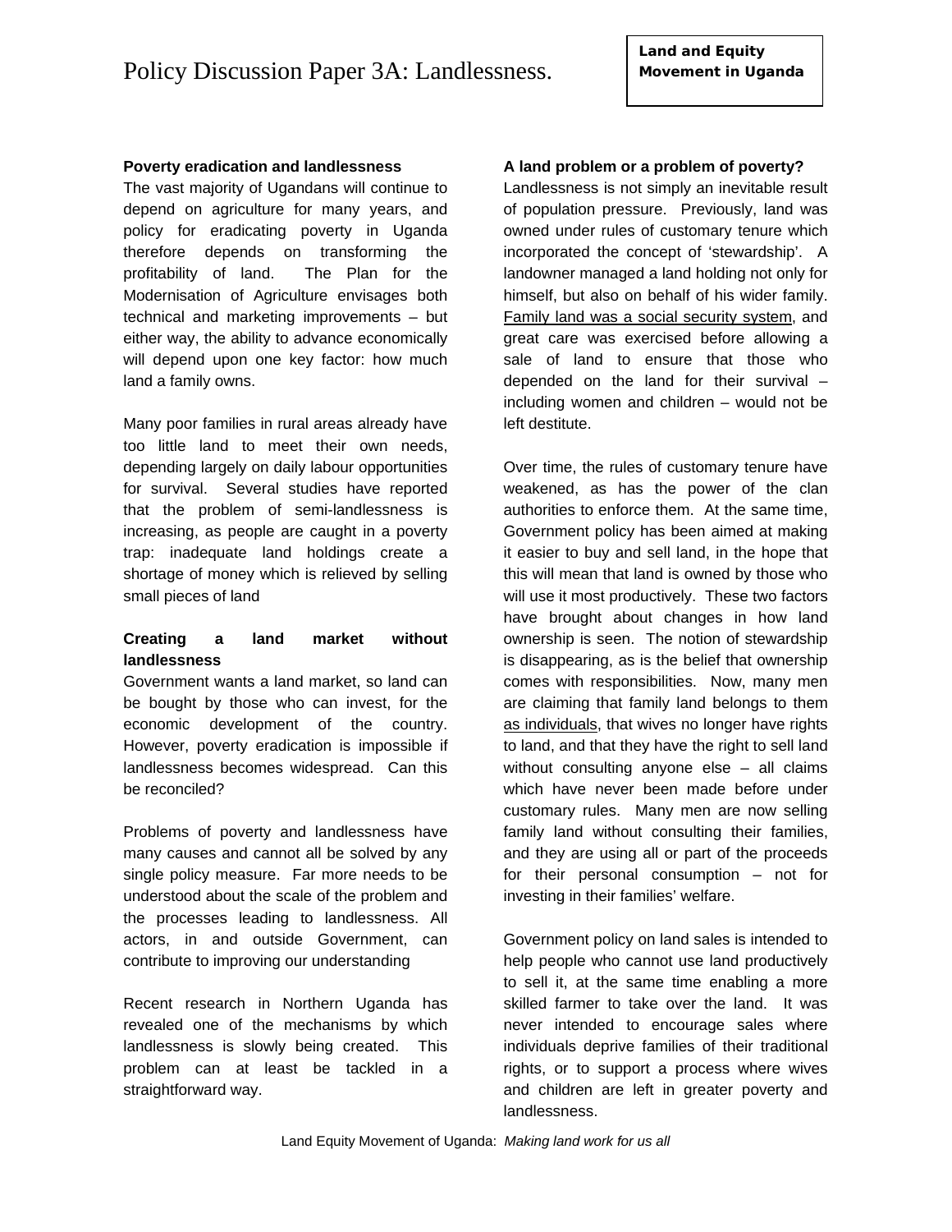# Policy Discussion Paper 3A: Landlessness.

**Land and Equity Movement in Uganda**

**Poverty eradication and landlessness**

The vast majority of Ugandans will continue to depend on agriculture for many years, and policy for eradicating poverty in Uganda therefore depends on transforming the profitability of land. The Plan for the Modernisation of Agriculture envisages both technical and marketing improvements – but either way, the ability to advance economically will depend upon one key factor: how much land a family owns.

Many poor families in rural areas already have too little land to meet their own needs, depending largely on daily labour opportunities for survival. Several studies have reported that the problem of semi-landlessness is increasing, as people are caught in a poverty trap: inadequate land holdings create a shortage of money which is relieved by selling small pieces of land

**Creating a land market without landlessness**

Government wants a land market, so land can be bought by those who can invest, for the economic development of the country. However, poverty eradication is impossible if landlessness becomes widespread. Can this be reconciled?

Problems of poverty and landlessness have many causes and cannot all be solved by any single policy measure. Far more needs to be understood about the scale of the problem and the processes leading to landlessness. All actors, in and outside Government, can contribute to improving our understanding

Recent research in Northern Uganda has revealed one of the mechanisms by which landlessness is slowly being created. This problem can at least be tackled in a straightforward way.

**A land problem or a problem of poverty?**

Landlessness is not simply an inevitable result of population pressure. Previously, land was owned under rules of customary tenure which incorporated the concept of 'stewardship'. A landowner managed a land holding not only for himself, but also on behalf of his wider family. <u>Family land was a social security system</u>, and great care was exercised before allowing a sale of land to ensure that those who depended on the land for their survival – including women and children – would not be left destitute.

Over time, the rules of customary tenure have weakened, as has the power of the clan authorities to enforce them. At the same time, Government policy has been aimed at making it easier to buy and sell land, in the hope that this will mean that land is owned by those who will use it most productively. These two factors have brought about changes in how land ownership is seen. The notion of stewardship is disappearing, as is the belief that ownership comes with responsibilities. Now, many men are claiming that family land belongs to them <u>as individuals</u>, that wives no longer have rights to land, and that they have the right to sell land without consulting anyone else – all claims which have never been made before under customary rules. Many men are now selling family land without consulting their families, and they are using all or part of the proceeds for their personal consumption – not for investing in their families' welfare.

Government policy on land sales is intended to help people who cannot use land productively to sell it, at the same time enabling a more skilled farmer to take over the land. It was never intended to encourage sales where individuals deprive families of their traditional rights, or to support a process where wives and children are left in greater poverty and landlessness.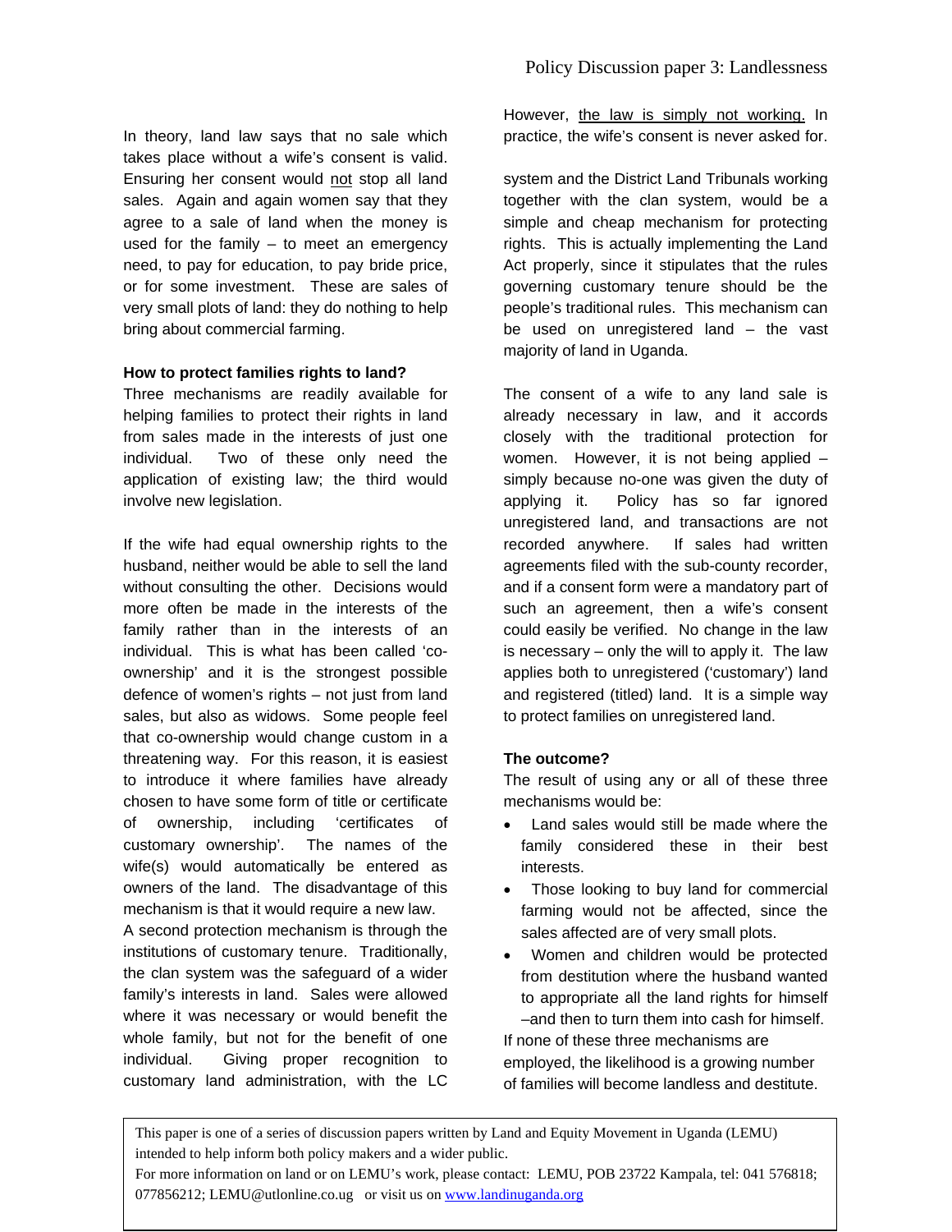However, the law is simply not working. In practice, the wife's consent is never asked for.

In theory, land law says that no sale which takes place without a wife's consent is valid. Ensuring her consent would not stop all land sales. Again and again women say that they agree to a sale of land when the money is used for the family – to meet an emergency need, to pay for education, to pay bride price, or for some investment. These are sales of very small plots of land: they do nothing to help bring about commercial farming.

**How to protect families rights to land?**

Three mechanisms are readily available for helping families to protect their rights in land from sales made in the interests of just one individual. Two of these only need the application of existing law; the third would involve new legislation.

If the wife had equal ownership rights to the husband, neither would be able to sell the land without consulting the other. Decisions would more often be made in the interests of the family rather than in the interests of an individual. This is what has been called 'co-ownership' and it is the strongest possible defence of women's rights – not just from land sales, but also as widows. Some people feel that co-ownership would change custom in a threatening way. For this reason, it is easiest to introduce it where families have already chosen to have some form of title or certificate of ownership, including 'certificates of customary ownership'. The names of the wife(s) would automatically be entered as owners of the land. The disadvantage of this mechanism is that it would require a new law.

A second protection mechanism is through the institutions of customary tenure. Traditionally, the clan system was the safeguard of a wider family's interests in land. Sales were allowed where it was necessary or would benefit the whole family, but not for the benefit of one individual. Giving proper recognition to customary land administration, with the LC system and the District Land Tribunals working together with the clan system, would be a simple and cheap mechanism for protecting rights. This is actually implementing the Land Act properly, since it stipulates that the rules governing customary tenure should be the people's traditional rules. This mechanism can be used on unregistered land – the vast majority of land in Uganda.

The consent of a wife to any land sale is already necessary in law, and it accords closely with the traditional protection for women. However, it is not being applied – simply because no-one was given the duty of applying it. Policy has so far ignored unregistered land, and transactions are not recorded anywhere. If sales had written agreements filed with the sub-county recorder, and if a consent form were a mandatory part of such an agreement, then a wife's consent could easily be verified. No change in the law is necessary – only the will to apply it. The law applies both to unregistered ('customary') land and registered (titled) land. It is a simple way to protect families on unregistered land.

**The outcome?**

The result of using any or all of these three mechanisms would be:

- Land sales would still be made where the family considered these in their best interests.
- Those looking to buy land for commercial farming would not be affected, since the sales affected are of very small plots.
- Women and children would be protected from destitution where the husband wanted to appropriate all the land rights for himself –and then to turn them into cash for himself.

If none of these three mechanisms are employed, the likelihood is a growing number of families will become landless and destitute.

This paper is one of a series of discussion papers written by Land and Equity Movement in Uganda (LEMU) intended to help inform both policy makers and a wider public.
For more information on land or on LEMU's work, please contact: LEMU, POB 23722 Kampala, tel: 041 576818; 077856212; LEMU@utlonline.co.ug or visit us on www.landinuganda.org